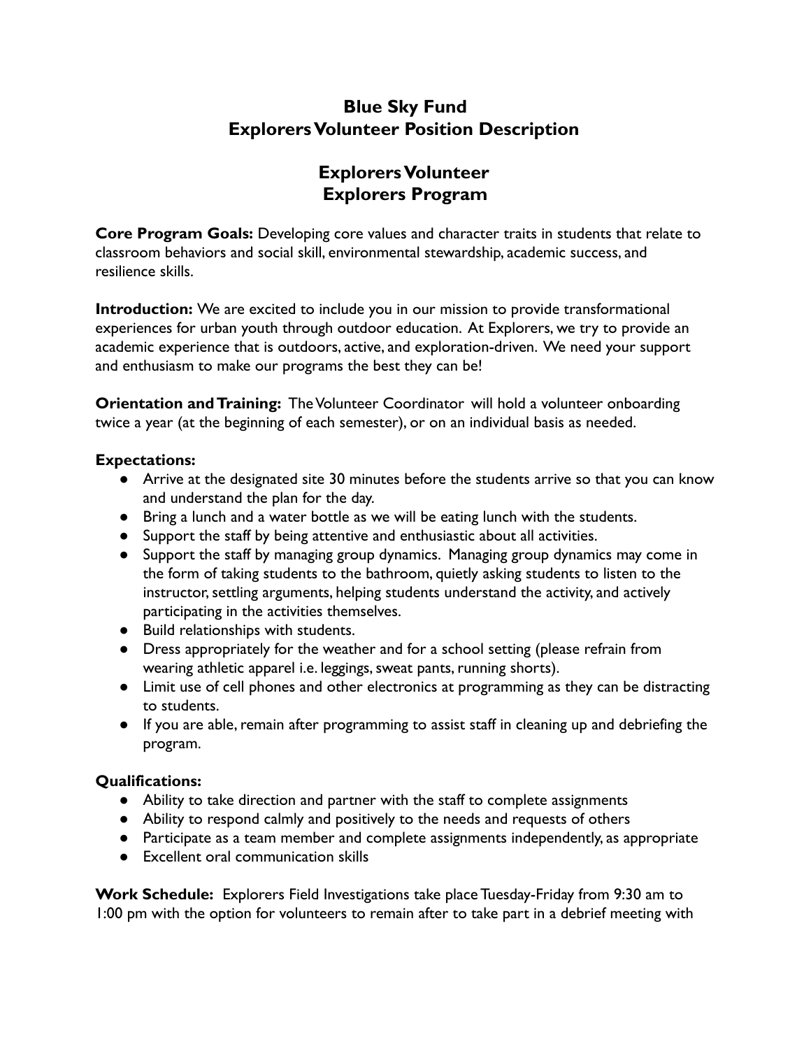# Blue Sky Fund
# Explorers Volunteer Position Description

## Explorers Volunteer
## Explorers Program

**Core Program Goals:** Developing core values and character traits in students that relate to classroom behaviors and social skill, environmental stewardship, academic success, and resilience skills.

**Introduction:** We are excited to include you in our mission to provide transformational experiences for urban youth through outdoor education. At Explorers, we try to provide an academic experience that is outdoors, active, and exploration-driven. We need your support and enthusiasm to make our programs the best they can be!

**Orientation and Training:** The Volunteer Coordinator will hold a volunteer onboarding twice a year (at the beginning of each semester), or on an individual basis as needed.

**Expectations:**

- Arrive at the designated site 30 minutes before the students arrive so that you can know and understand the plan for the day.
- Bring a lunch and a water bottle as we will be eating lunch with the students.
- Support the staff by being attentive and enthusiastic about all activities.
- Support the staff by managing group dynamics. Managing group dynamics may come in the form of taking students to the bathroom, quietly asking students to listen to the instructor, settling arguments, helping students understand the activity, and actively participating in the activities themselves.
- Build relationships with students.
- Dress appropriately for the weather and for a school setting (please refrain from wearing athletic apparel i.e. leggings, sweat pants, running shorts).
- Limit use of cell phones and other electronics at programming as they can be distracting to students.
- If you are able, remain after programming to assist staff in cleaning up and debriefing the program.

**Qualifications:**

- Ability to take direction and partner with the staff to complete assignments
- Ability to respond calmly and positively to the needs and requests of others
- Participate as a team member and complete assignments independently, as appropriate
- Excellent oral communication skills

**Work Schedule:** Explorers Field Investigations take place Tuesday-Friday from 9:30 am to 1:00 pm with the option for volunteers to remain after to take part in a debrief meeting with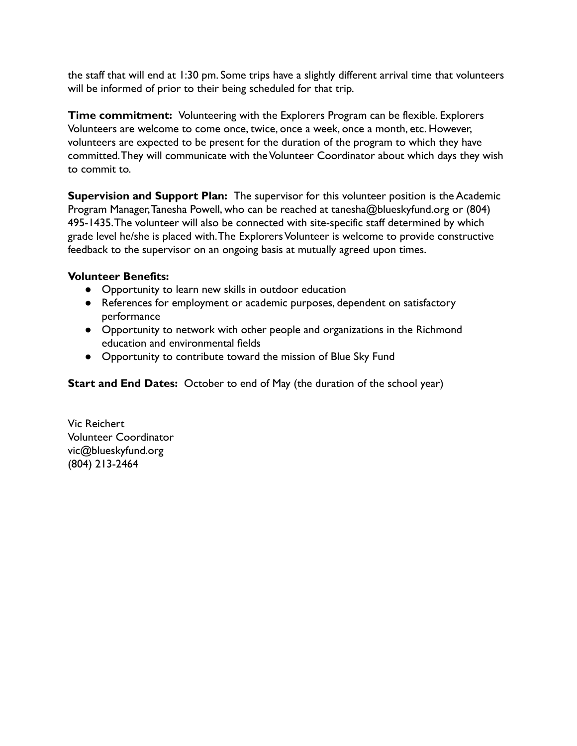the staff that will end at 1:30 pm. Some trips have a slightly different arrival time that volunteers will be informed of prior to their being scheduled for that trip.

**Time commitment:** Volunteering with the Explorers Program can be flexible. Explorers Volunteers are welcome to come once, twice, once a week, once a month, etc. However, volunteers are expected to be present for the duration of the program to which they have committed. They will communicate with the Volunteer Coordinator about which days they wish to commit to.

**Supervision and Support Plan:** The supervisor for this volunteer position is the Academic Program Manager, Tanesha Powell, who can be reached at tanesha@blueskyfund.org or (804) 495-1435. The volunteer will also be connected with site-specific staff determined by which grade level he/she is placed with. The Explorers Volunteer is welcome to provide constructive feedback to the supervisor on an ongoing basis at mutually agreed upon times.

**Volunteer Benefits:**

- Opportunity to learn new skills in outdoor education
- References for employment or academic purposes, dependent on satisfactory performance
- Opportunity to network with other people and organizations in the Richmond education and environmental fields
- Opportunity to contribute toward the mission of Blue Sky Fund

**Start and End Dates:** October to end of May (the duration of the school year)

Vic Reichert
Volunteer Coordinator
vic@blueskyfund.org
(804) 213-2464